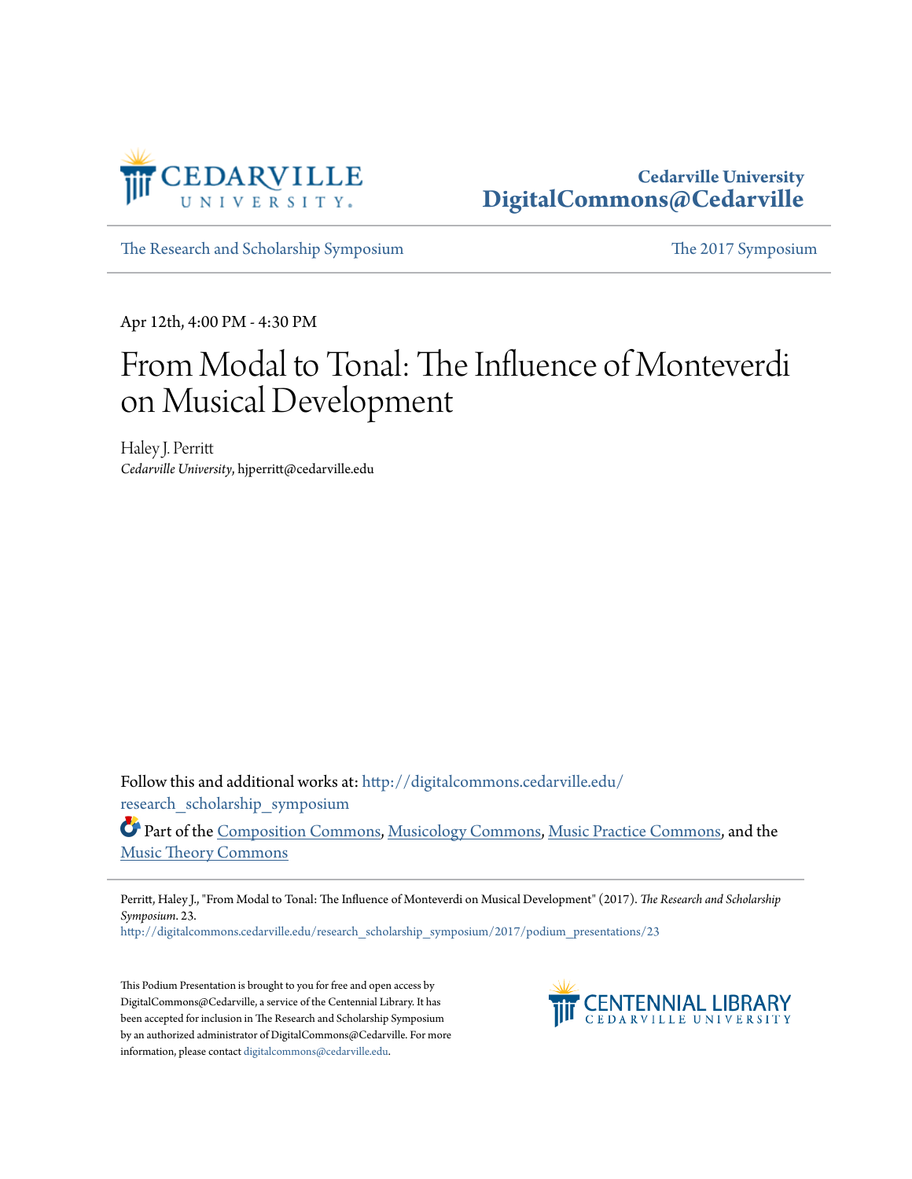Cedarville University
DigitalCommons@Cedarville

The Research and Scholarship Symposium | The 2017 Symposium

Apr 12th, 4:00 PM - 4:30 PM

# From Modal to Tonal: The Influence of Monteverdi on Musical Development

Haley J. Perritt
*Cedarville University*, hjperritt@cedarville.edu

Follow this and additional works at: http://digitalcommons.cedarville.edu/research_scholarship_symposium

Part of the Composition Commons, Musicology Commons, Music Practice Commons, and the Music Theory Commons

Perritt, Haley J., "From Modal to Tonal: The Influence of Monteverdi on Musical Development" (2017). *The Research and Scholarship Symposium*. 23.
http://digitalcommons.cedarville.edu/research_scholarship_symposium/2017/podium_presentations/23

This Podium Presentation is brought to you for free and open access by DigitalCommons@Cedarville, a service of the Centennial Library. It has been accepted for inclusion in The Research and Scholarship Symposium by an authorized administrator of DigitalCommons@Cedarville. For more information, please contact digitalcommons@cedarville.edu.

CENTENNIAL LIBRARY
CEDARVILLE UNIVERSITY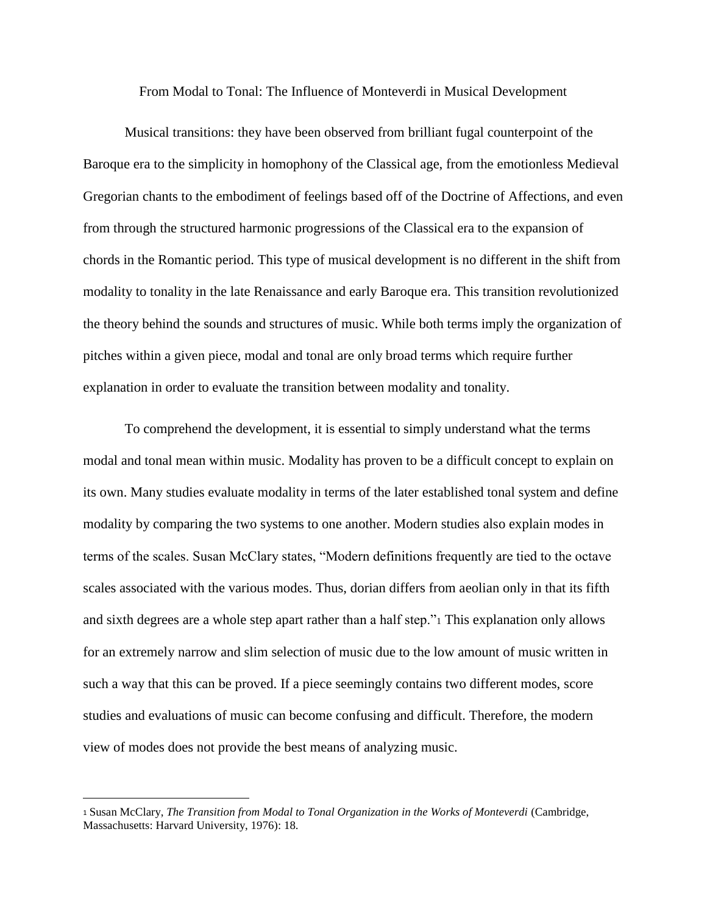From Modal to Tonal: The Influence of Monteverdi in Musical Development

Musical transitions: they have been observed from brilliant fugal counterpoint of the Baroque era to the simplicity in homophony of the Classical age, from the emotionless Medieval Gregorian chants to the embodiment of feelings based off of the Doctrine of Affections, and even from through the structured harmonic progressions of the Classical era to the expansion of chords in the Romantic period. This type of musical development is no different in the shift from modality to tonality in the late Renaissance and early Baroque era. This transition revolutionized the theory behind the sounds and structures of music. While both terms imply the organization of pitches within a given piece, modal and tonal are only broad terms which require further explanation in order to evaluate the transition between modality and tonality.

To comprehend the development, it is essential to simply understand what the terms modal and tonal mean within music. Modality has proven to be a difficult concept to explain on its own. Many studies evaluate modality in terms of the later established tonal system and define modality by comparing the two systems to one another. Modern studies also explain modes in terms of the scales. Susan McClary states, "Modern definitions frequently are tied to the octave scales associated with the various modes. Thus, dorian differs from aeolian only in that its fifth and sixth degrees are a whole step apart rather than a half step."[1] This explanation only allows for an extremely narrow and slim selection of music due to the low amount of music written in such a way that this can be proved. If a piece seemingly contains two different modes, score studies and evaluations of music can become confusing and difficult. Therefore, the modern view of modes does not provide the best means of analyzing music.

---

[1] Susan McClary, *The Transition from Modal to Tonal Organization in the Works of Monteverdi* (Cambridge, Massachusetts: Harvard University, 1976): 18.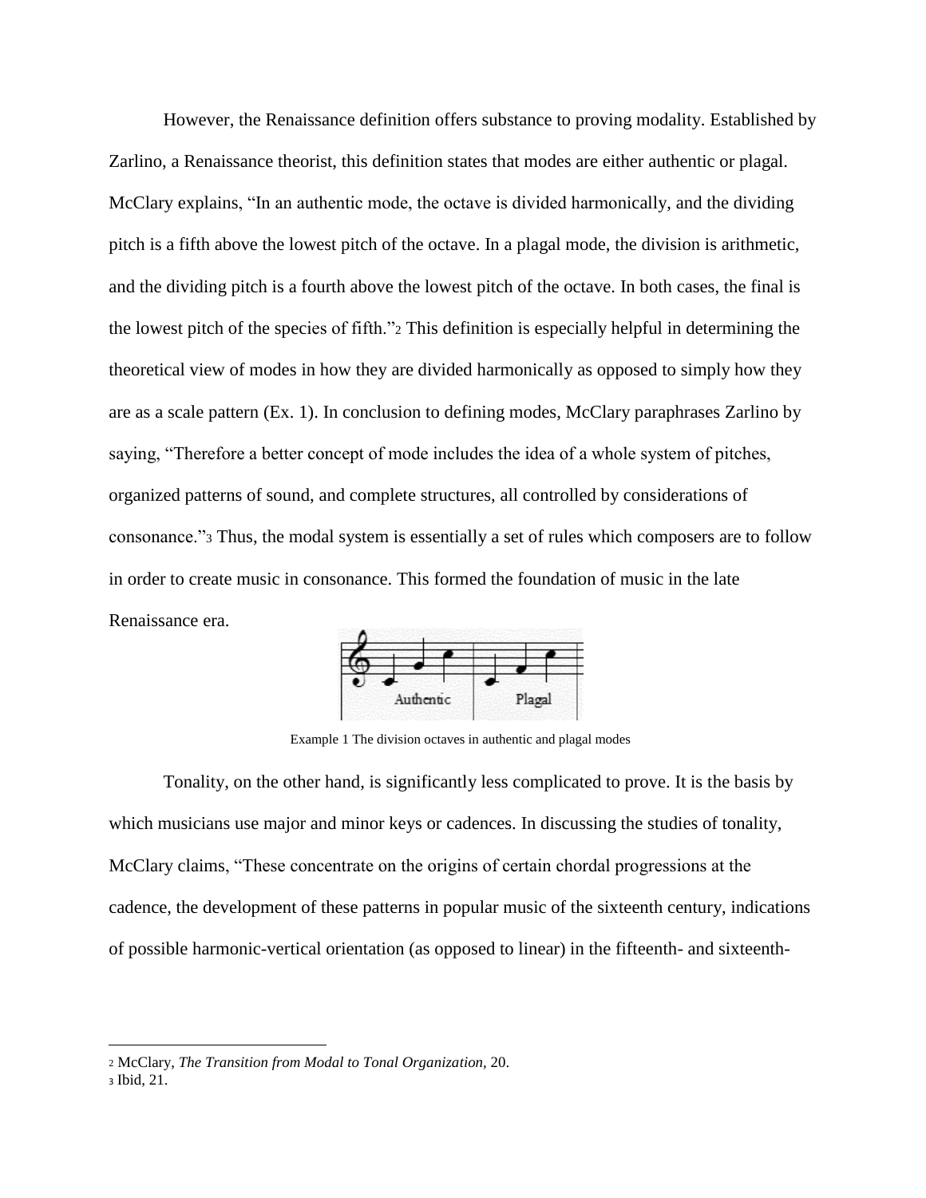However, the Renaissance definition offers substance to proving modality. Established by Zarlino, a Renaissance theorist, this definition states that modes are either authentic or plagal. McClary explains, "In an authentic mode, the octave is divided harmonically, and the dividing pitch is a fifth above the lowest pitch of the octave. In a plagal mode, the division is arithmetic, and the dividing pitch is a fourth above the lowest pitch of the octave. In both cases, the final is the lowest pitch of the species of fifth."[2] This definition is especially helpful in determining the theoretical view of modes in how they are divided harmonically as opposed to simply how they are as a scale pattern (Ex. 1). In conclusion to defining modes, McClary paraphrases Zarlino by saying, "Therefore a better concept of mode includes the idea of a whole system of pitches, organized patterns of sound, and complete structures, all controlled by considerations of consonance."[3] Thus, the modal system is essentially a set of rules which composers are to follow in order to create music in consonance. This formed the foundation of music in the late Renaissance era.

Example 1 The division octaves in authentic and plagal modes

Tonality, on the other hand, is significantly less complicated to prove. It is the basis by which musicians use major and minor keys or cadences. In discussing the studies of tonality, McClary claims, "These concentrate on the origins of certain chordal progressions at the cadence, the development of these patterns in popular music of the sixteenth century, indications of possible harmonic-vertical orientation (as opposed to linear) in the fifteenth- and sixteenth-

---

[2] McClary, *The Transition from Modal to Tonal Organization,* 20.

[3] Ibid, 21.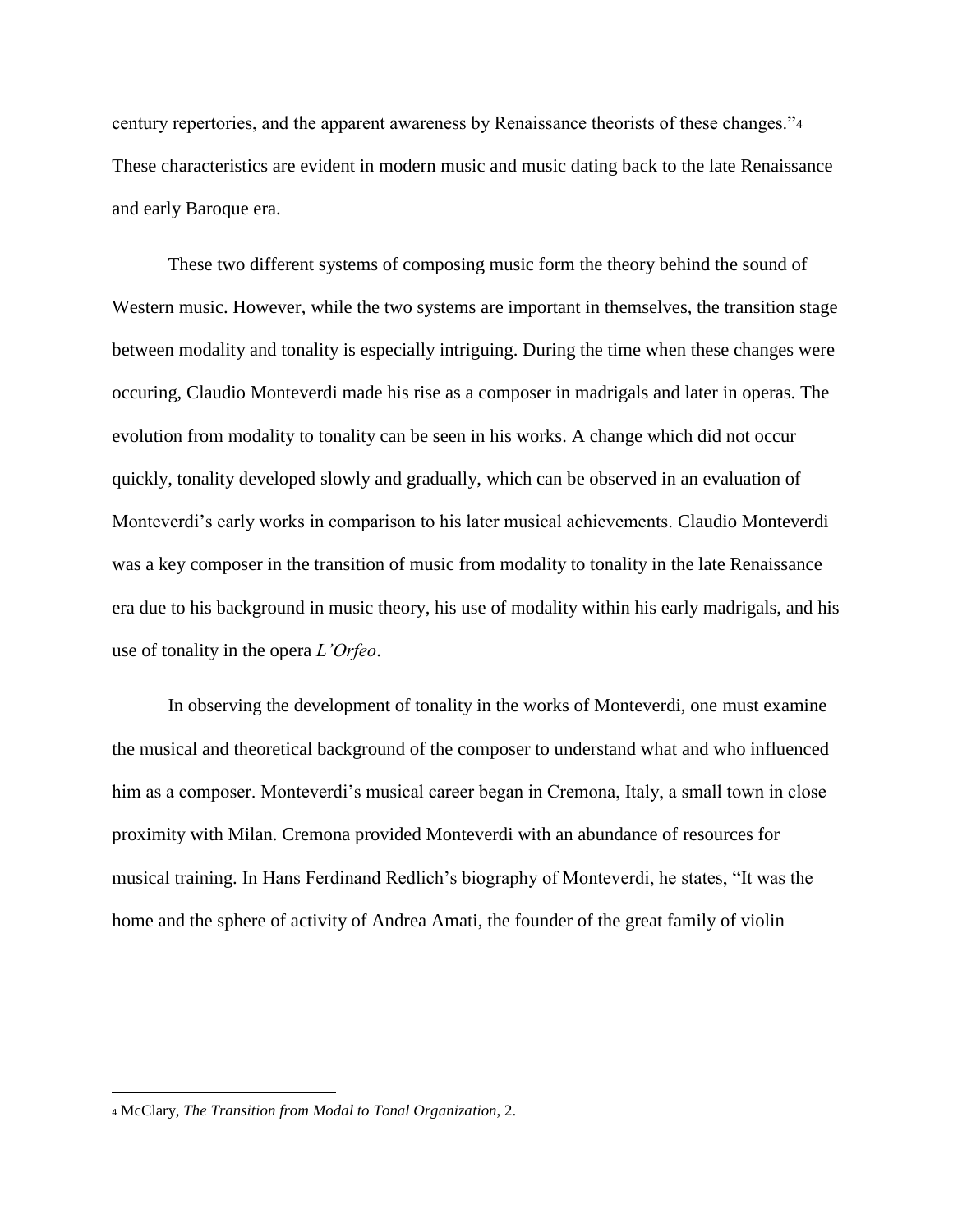century repertories, and the apparent awareness by Renaissance theorists of these changes."[4] These characteristics are evident in modern music and music dating back to the late Renaissance and early Baroque era.

These two different systems of composing music form the theory behind the sound of Western music. However, while the two systems are important in themselves, the transition stage between modality and tonality is especially intriguing. During the time when these changes were occuring, Claudio Monteverdi made his rise as a composer in madrigals and later in operas. The evolution from modality to tonality can be seen in his works. A change which did not occur quickly, tonality developed slowly and gradually, which can be observed in an evaluation of Monteverdi's early works in comparison to his later musical achievements. Claudio Monteverdi was a key composer in the transition of music from modality to tonality in the late Renaissance era due to his background in music theory, his use of modality within his early madrigals, and his use of tonality in the opera *L'Orfeo*.

In observing the development of tonality in the works of Monteverdi, one must examine the musical and theoretical background of the composer to understand what and who influenced him as a composer. Monteverdi's musical career began in Cremona, Italy, a small town in close proximity with Milan. Cremona provided Monteverdi with an abundance of resources for musical training. In Hans Ferdinand Redlich's biography of Monteverdi, he states, "It was the home and the sphere of activity of Andrea Amati, the founder of the great family of violin

---

[4] McClary, *The Transition from Modal to Tonal Organization*, 2.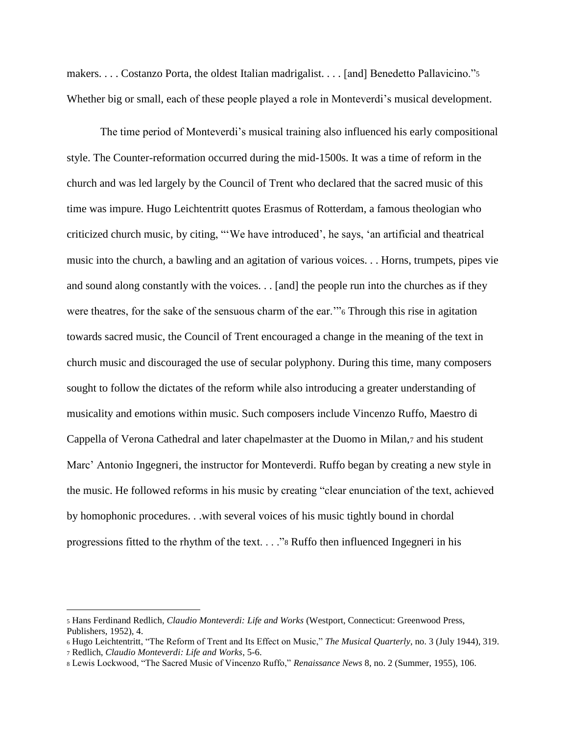makers. . . . Costanzo Porta, the oldest Italian madrigalist. . . . [and] Benedetto Pallavicino."[5] Whether big or small, each of these people played a role in Monteverdi's musical development.

The time period of Monteverdi's musical training also influenced his early compositional style. The Counter-reformation occurred during the mid-1500s. It was a time of reform in the church and was led largely by the Council of Trent who declared that the sacred music of this time was impure. Hugo Leichtentritt quotes Erasmus of Rotterdam, a famous theologian who criticized church music, by citing, "'We have introduced', he says, 'an artificial and theatrical music into the church, a bawling and an agitation of various voices. . . Horns, trumpets, pipes vie and sound along constantly with the voices. . . [and] the people run into the churches as if they were theatres, for the sake of the sensuous charm of the ear.'"[6] Through this rise in agitation towards sacred music, the Council of Trent encouraged a change in the meaning of the text in church music and discouraged the use of secular polyphony. During this time, many composers sought to follow the dictates of the reform while also introducing a greater understanding of musicality and emotions within music. Such composers include Vincenzo Ruffo, Maestro di Cappella of Verona Cathedral and later chapelmaster at the Duomo in Milan,[7] and his student Marc' Antonio Ingegneri, the instructor for Monteverdi. Ruffo began by creating a new style in the music. He followed reforms in his music by creating "clear enunciation of the text, achieved by homophonic procedures. . .with several voices of his music tightly bound in chordal progressions fitted to the rhythm of the text. . . ."[8] Ruffo then influenced Ingegneri in his

---

[5] Hans Ferdinand Redlich, *Claudio Monteverdi: Life and Works* (Westport, Connecticut: Greenwood Press, Publishers, 1952), 4.

[6] Hugo Leichtentritt, "The Reform of Trent and Its Effect on Music," *The Musical Quarterly*, no. 3 (July 1944), 319.

[7] Redlich, *Claudio Monteverdi: Life and Works*, 5-6.

[8] Lewis Lockwood, "The Sacred Music of Vincenzo Ruffo," *Renaissance News* 8, no. 2 (Summer, 1955), 106.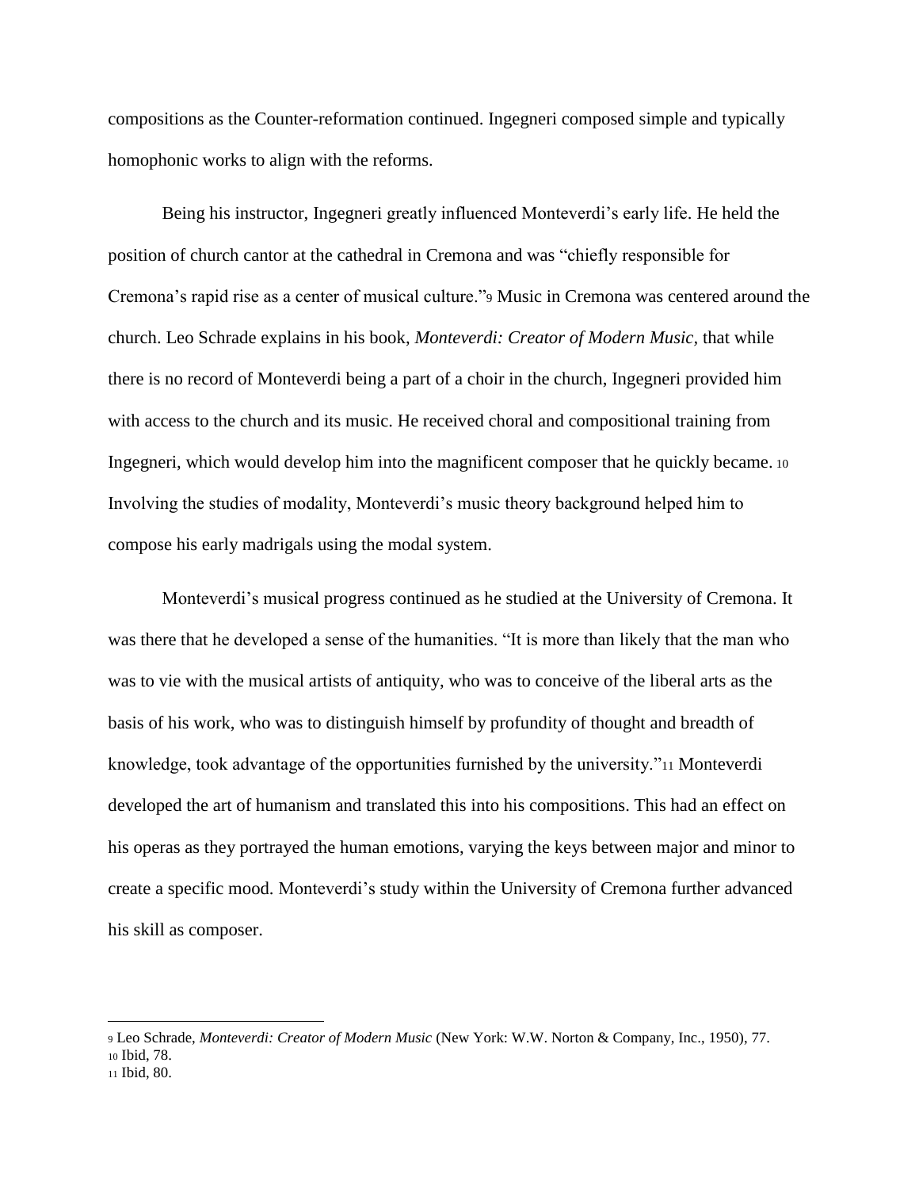compositions as the Counter-reformation continued. Ingegneri composed simple and typically homophonic works to align with the reforms.

Being his instructor, Ingegneri greatly influenced Monteverdi's early life. He held the position of church cantor at the cathedral in Cremona and was "chiefly responsible for Cremona's rapid rise as a center of musical culture."[9] Music in Cremona was centered around the church. Leo Schrade explains in his book, *Monteverdi: Creator of Modern Music*, that while there is no record of Monteverdi being a part of a choir in the church, Ingegneri provided him with access to the church and its music. He received choral and compositional training from Ingegneri, which would develop him into the magnificent composer that he quickly became. [10] Involving the studies of modality, Monteverdi's music theory background helped him to compose his early madrigals using the modal system.

Monteverdi's musical progress continued as he studied at the University of Cremona. It was there that he developed a sense of the humanities. "It is more than likely that the man who was to vie with the musical artists of antiquity, who was to conceive of the liberal arts as the basis of his work, who was to distinguish himself by profundity of thought and breadth of knowledge, took advantage of the opportunities furnished by the university."[11] Monteverdi developed the art of humanism and translated this into his compositions. This had an effect on his operas as they portrayed the human emotions, varying the keys between major and minor to create a specific mood. Monteverdi's study within the University of Cremona further advanced his skill as composer.

---

[9] Leo Schrade, *Monteverdi: Creator of Modern Music* (New York: W.W. Norton & Company, Inc., 1950), 77.
[10] Ibid, 78.
[11] Ibid, 80.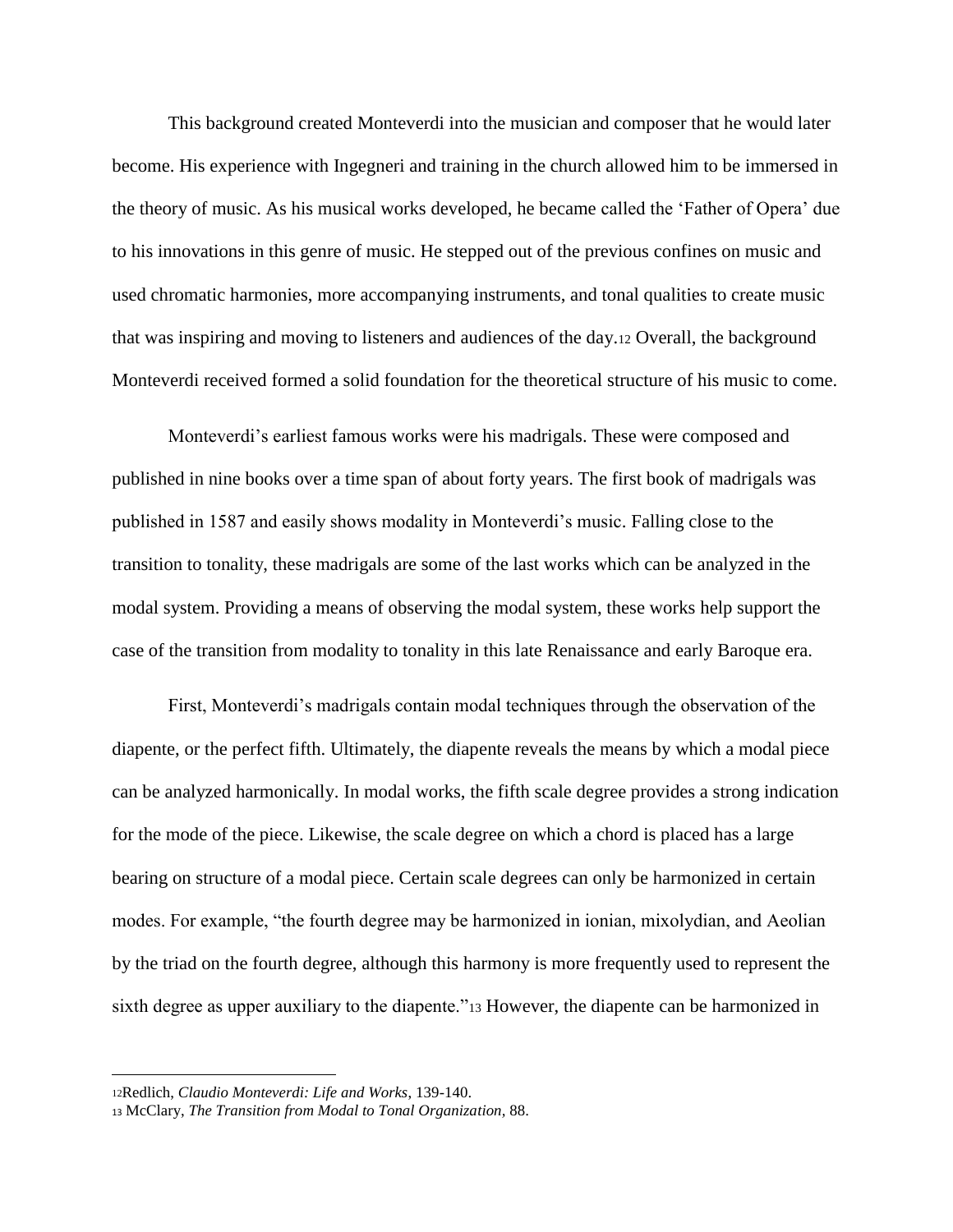This background created Monteverdi into the musician and composer that he would later become. His experience with Ingegneri and training in the church allowed him to be immersed in the theory of music. As his musical works developed, he became called the 'Father of Opera' due to his innovations in this genre of music. He stepped out of the previous confines on music and used chromatic harmonies, more accompanying instruments, and tonal qualities to create music that was inspiring and moving to listeners and audiences of the day.[12] Overall, the background Monteverdi received formed a solid foundation for the theoretical structure of his music to come.

Monteverdi's earliest famous works were his madrigals. These were composed and published in nine books over a time span of about forty years. The first book of madrigals was published in 1587 and easily shows modality in Monteverdi's music. Falling close to the transition to tonality, these madrigals are some of the last works which can be analyzed in the modal system. Providing a means of observing the modal system, these works help support the case of the transition from modality to tonality in this late Renaissance and early Baroque era.

First, Monteverdi's madrigals contain modal techniques through the observation of the diapente, or the perfect fifth. Ultimately, the diapente reveals the means by which a modal piece can be analyzed harmonically. In modal works, the fifth scale degree provides a strong indication for the mode of the piece. Likewise, the scale degree on which a chord is placed has a large bearing on structure of a modal piece. Certain scale degrees can only be harmonized in certain modes. For example, "the fourth degree may be harmonized in ionian, mixolydian, and Aeolian by the triad on the fourth degree, although this harmony is more frequently used to represent the sixth degree as upper auxiliary to the diapente."[13] However, the diapente can be harmonized in

---

[12] Redlich, *Claudio Monteverdi: Life and Works*, 139-140.

[13] McClary, *The Transition from Modal to Tonal Organization*, 88.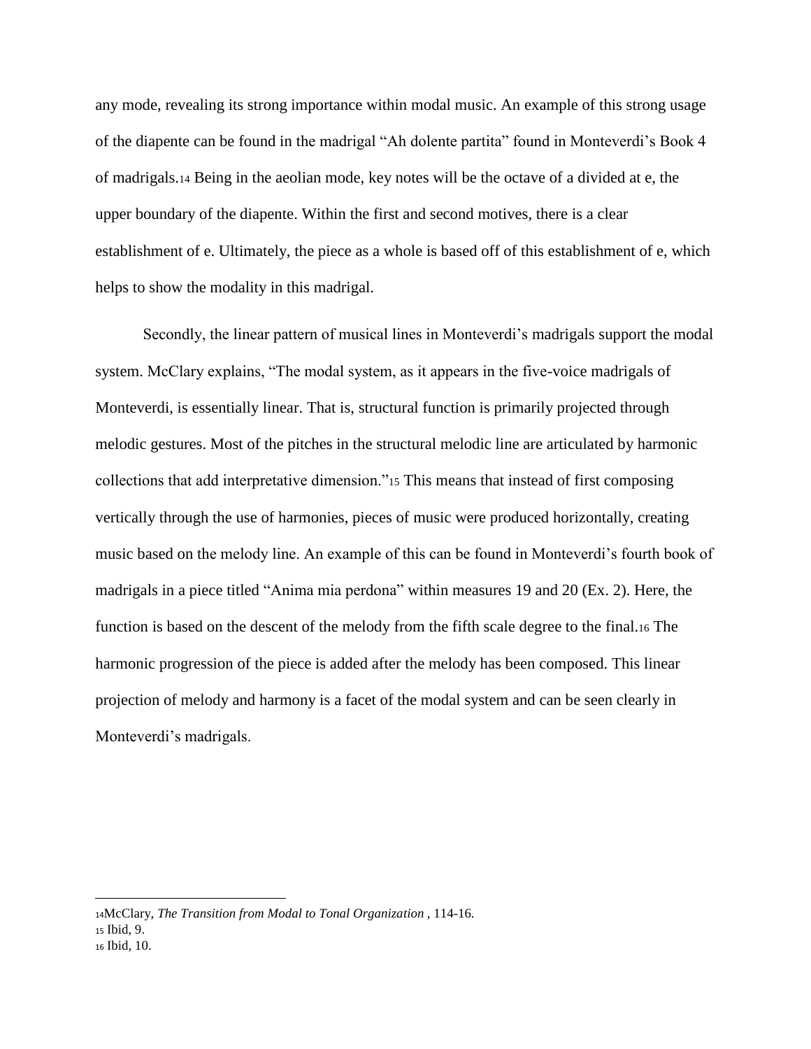any mode, revealing its strong importance within modal music. An example of this strong usage of the diapente can be found in the madrigal “Ah dolente partita” found in Monteverdi’s Book 4 of madrigals.[14] Being in the aeolian mode, key notes will be the octave of a divided at e, the upper boundary of the diapente. Within the first and second motives, there is a clear establishment of e. Ultimately, the piece as a whole is based off of this establishment of e, which helps to show the modality in this madrigal.

Secondly, the linear pattern of musical lines in Monteverdi’s madrigals support the modal system. McClary explains, “The modal system, as it appears in the five-voice madrigals of Monteverdi, is essentially linear. That is, structural function is primarily projected through melodic gestures. Most of the pitches in the structural melodic line are articulated by harmonic collections that add interpretative dimension.”[15] This means that instead of first composing vertically through the use of harmonies, pieces of music were produced horizontally, creating music based on the melody line. An example of this can be found in Monteverdi’s fourth book of madrigals in a piece titled “Anima mia perdona” within measures 19 and 20 (Ex. 2). Here, the function is based on the descent of the melody from the fifth scale degree to the final.[16] The harmonic progression of the piece is added after the melody has been composed. This linear projection of melody and harmony is a facet of the modal system and can be seen clearly in Monteverdi’s madrigals.

---

[14] McClary, *The Transition from Modal to Tonal Organization* , 114-16.

[15] Ibid, 9.

[16] Ibid, 10.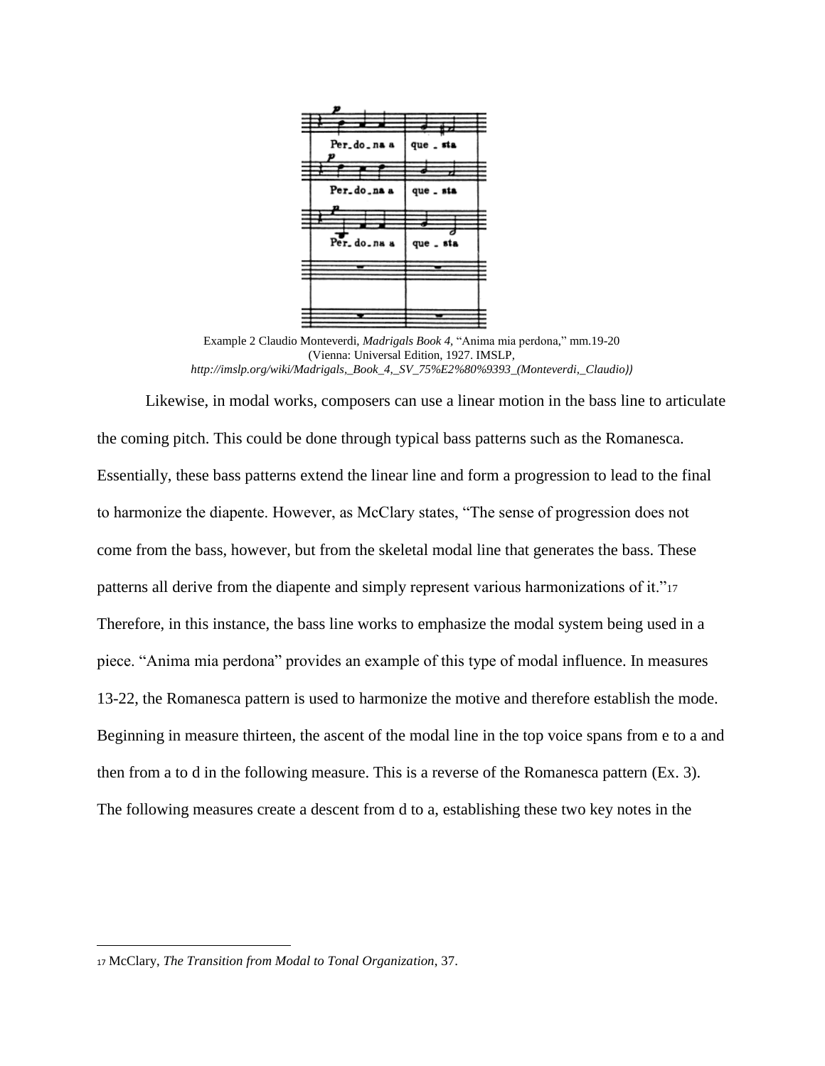Example 2 Claudio Monteverdi, *Madrigals Book 4*, "Anima mia perdona," mm.19-20 (Vienna: Universal Edition, 1927. IMSLP, *http://imslp.org/wiki/Madrigals,_Book_4,_SV_75%E2%80%9393_(Monteverdi,_Claudio))*

Likewise, in modal works, composers can use a linear motion in the bass line to articulate the coming pitch. This could be done through typical bass patterns such as the Romanesca. Essentially, these bass patterns extend the linear line and form a progression to lead to the final to harmonize the diapente. However, as McClary states, "The sense of progression does not come from the bass, however, but from the skeletal modal line that generates the bass. These patterns all derive from the diapente and simply represent various harmonizations of it."[17] Therefore, in this instance, the bass line works to emphasize the modal system being used in a piece. "Anima mia perdona" provides an example of this type of modal influence. In measures 13-22, the Romanesca pattern is used to harmonize the motive and therefore establish the mode. Beginning in measure thirteen, the ascent of the modal line in the top voice spans from e to a and then from a to d in the following measure. This is a reverse of the Romanesca pattern (Ex. 3). The following measures create a descent from d to a, establishing these two key notes in the

---

[17] McClary, *The Transition from Modal to Tonal Organization*, 37.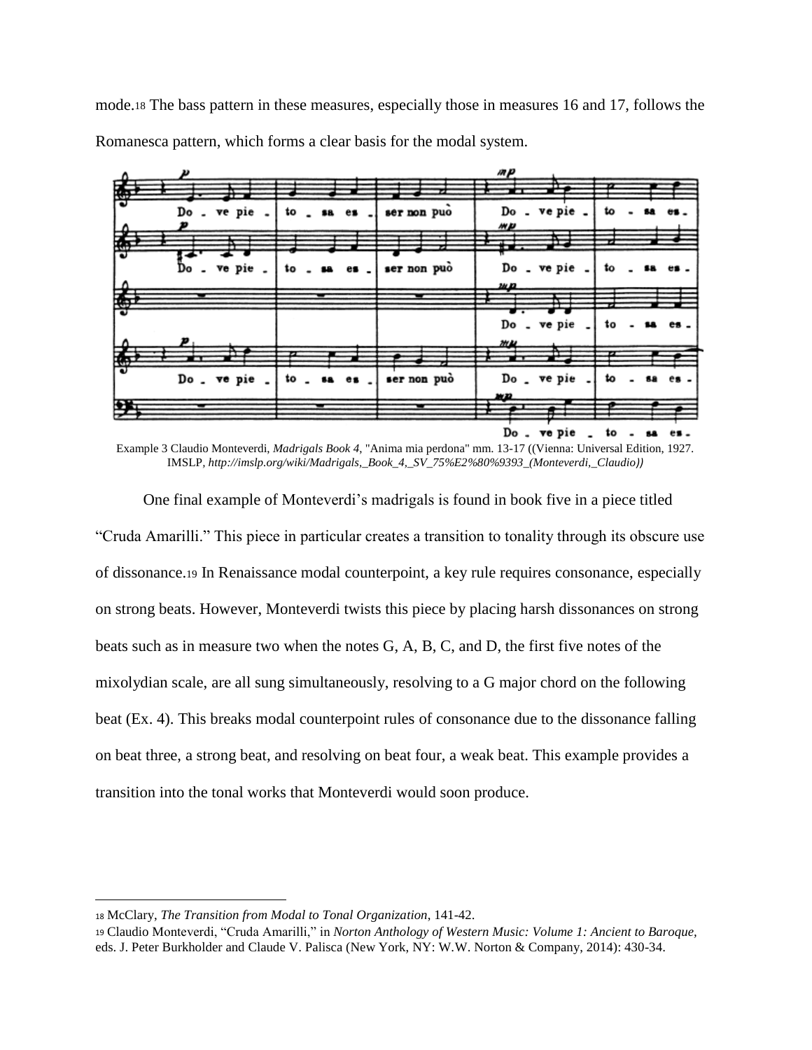mode.[18] The bass pattern in these measures, especially those in measures 16 and 17, follows the Romanesca pattern, which forms a clear basis for the modal system.

Example 3 Claudio Monteverdi, *Madrigals Book 4*, "Anima mia perdona" mm. 13-17 ((Vienna: Universal Edition, 1927. IMSLP, *http://imslp.org/wiki/Madrigals,_Book_4,_SV_75%E2%80%9393_(Monteverdi,_Claudio)*)

One final example of Monteverdi's madrigals is found in book five in a piece titled "Cruda Amarilli." This piece in particular creates a transition to tonality through its obscure use of dissonance.[19] In Renaissance modal counterpoint, a key rule requires consonance, especially on strong beats. However, Monteverdi twists this piece by placing harsh dissonances on strong beats such as in measure two when the notes G, A, B, C, and D, the first five notes of the mixolydian scale, are all sung simultaneously, resolving to a G major chord on the following beat (Ex. 4). This breaks modal counterpoint rules of consonance due to the dissonance falling on beat three, a strong beat, and resolving on beat four, a weak beat. This example provides a transition into the tonal works that Monteverdi would soon produce.

---

[18] McClary, *The Transition from Modal to Tonal Organization*, 141-42.

[19] Claudio Monteverdi, "Cruda Amarilli," in *Norton Anthology of Western Music: Volume 1: Ancient to Baroque,* eds. J. Peter Burkholder and Claude V. Palisca (New York, NY: W.W. Norton & Company, 2014): 430-34.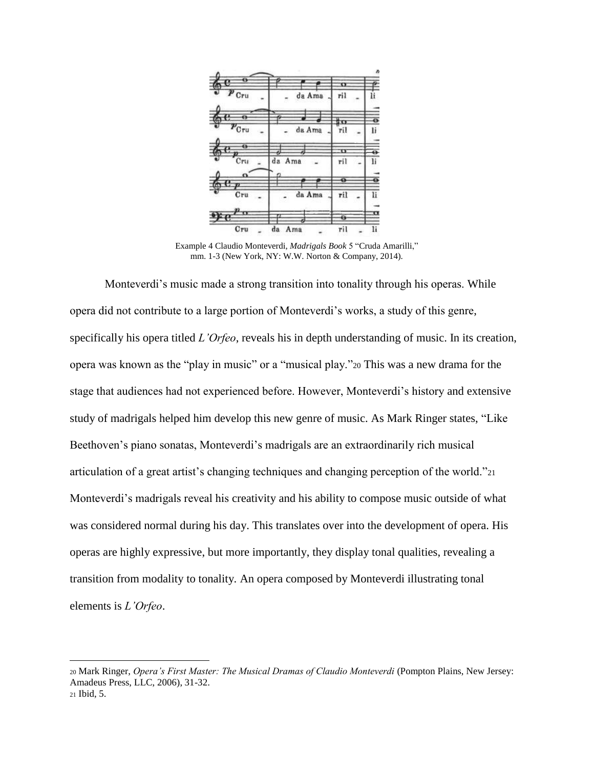Example 4 Claudio Monteverdi, *Madrigals Book 5* "Cruda Amarilli," mm. 1-3 (New York, NY: W.W. Norton & Company, 2014).

Monteverdi's music made a strong transition into tonality through his operas. While opera did not contribute to a large portion of Monteverdi's works, a study of this genre, specifically his opera titled *L'Orfeo*, reveals his in depth understanding of music. In its creation, opera was known as the "play in music" or a "musical play."[20] This was a new drama for the stage that audiences had not experienced before. However, Monteverdi's history and extensive study of madrigals helped him develop this new genre of music. As Mark Ringer states, "Like Beethoven's piano sonatas, Monteverdi's madrigals are an extraordinarily rich musical articulation of a great artist's changing techniques and changing perception of the world."[21] Monteverdi's madrigals reveal his creativity and his ability to compose music outside of what was considered normal during his day. This translates over into the development of opera. His operas are highly expressive, but more importantly, they display tonal qualities, revealing a transition from modality to tonality. An opera composed by Monteverdi illustrating tonal elements is *L'Orfeo*.

---

[20] Mark Ringer, *Opera's First Master: The Musical Dramas of Claudio Monteverdi* (Pompton Plains, New Jersey: Amadeus Press, LLC, 2006), 31-32.

[21] Ibid, 5.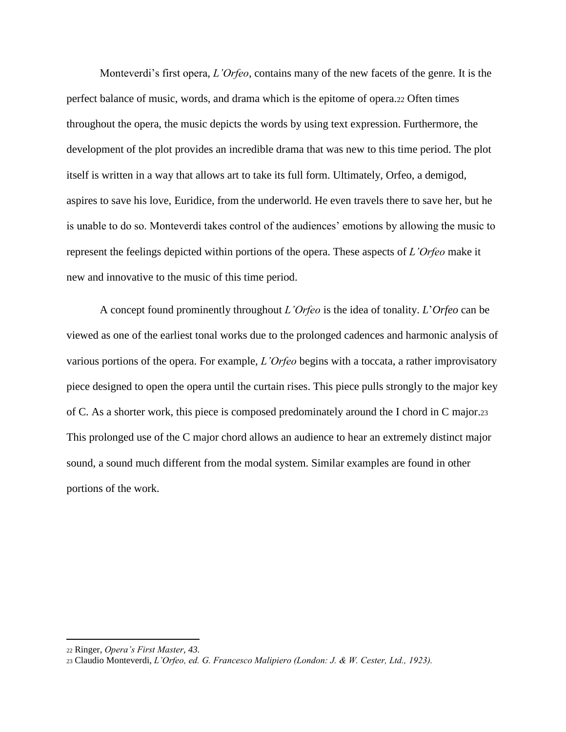Monteverdi's first opera, *L'Orfeo*, contains many of the new facets of the genre. It is the perfect balance of music, words, and drama which is the epitome of opera.[22] Often times throughout the opera, the music depicts the words by using text expression. Furthermore, the development of the plot provides an incredible drama that was new to this time period. The plot itself is written in a way that allows art to take its full form. Ultimately, Orfeo, a demigod, aspires to save his love, Euridice, from the underworld. He even travels there to save her, but he is unable to do so. Monteverdi takes control of the audiences' emotions by allowing the music to represent the feelings depicted within portions of the opera. These aspects of *L'Orfeo* make it new and innovative to the music of this time period.

A concept found prominently throughout *L'Orfeo* is the idea of tonality. *L'Orfeo* can be viewed as one of the earliest tonal works due to the prolonged cadences and harmonic analysis of various portions of the opera. For example, *L'Orfeo* begins with a toccata, a rather improvisatory piece designed to open the opera until the curtain rises. This piece pulls strongly to the major key of C. As a shorter work, this piece is composed predominately around the I chord in C major.[23] This prolonged use of the C major chord allows an audience to hear an extremely distinct major sound, a sound much different from the modal system. Similar examples are found in other portions of the work.

---

[22] Ringer, *Opera's First Master*, 43.

[23] Claudio Monteverdi, *L'Orfeo, ed. G. Francesco Malipiero (London: J. & W. Cester, Ltd., 1923).*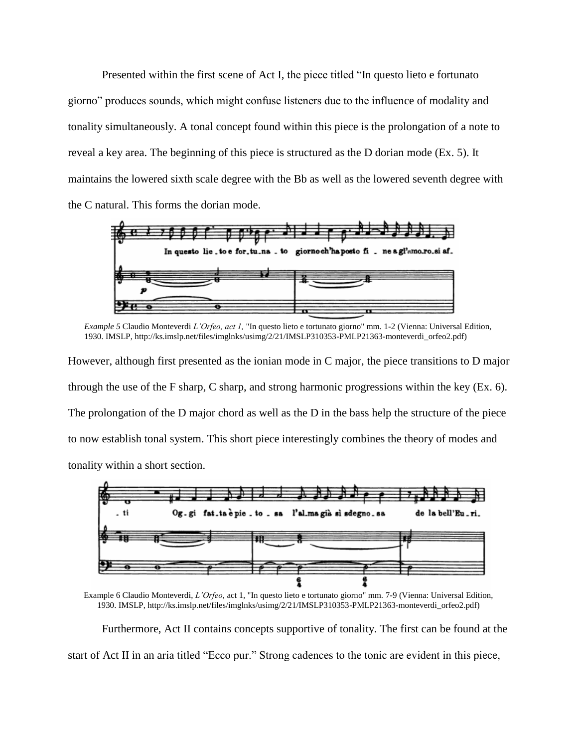Presented within the first scene of Act I, the piece titled "In questo lieto e fortunato giorno" produces sounds, which might confuse listeners due to the influence of modality and tonality simultaneously. A tonal concept found within this piece is the prolongation of a note to reveal a key area. The beginning of this piece is structured as the D dorian mode (Ex. 5). It maintains the lowered sixth scale degree with the Bb as well as the lowered seventh degree with the C natural. This forms the dorian mode.

*Example 5* Claudio Monteverdi *L'Orfeo, act 1,* "In questo lieto e tortunato giorno" mm. 1-2 (Vienna: Universal Edition, 1930. IMSLP, http://ks.imslp.net/files/imglnks/usimg/2/21/IMSLP310353-PMLP21363-monteverdi_orfeo2.pdf)

However, although first presented as the ionian mode in C major, the piece transitions to D major through the use of the F sharp, C sharp, and strong harmonic progressions within the key (Ex. 6). The prolongation of the D major chord as well as the D in the bass help the structure of the piece to now establish tonal system. This short piece interestingly combines the theory of modes and tonality within a short section.

Example 6 Claudio Monteverdi, *L'Orfeo*, act 1, "In questo lieto e tortunato giorno" mm. 7-9 (Vienna: Universal Edition, 1930. IMSLP, http://ks.imslp.net/files/imglnks/usimg/2/21/IMSLP310353-PMLP21363-monteverdi_orfeo2.pdf)

Furthermore, Act II contains concepts supportive of tonality. The first can be found at the start of Act II in an aria titled "Ecco pur." Strong cadences to the tonic are evident in this piece,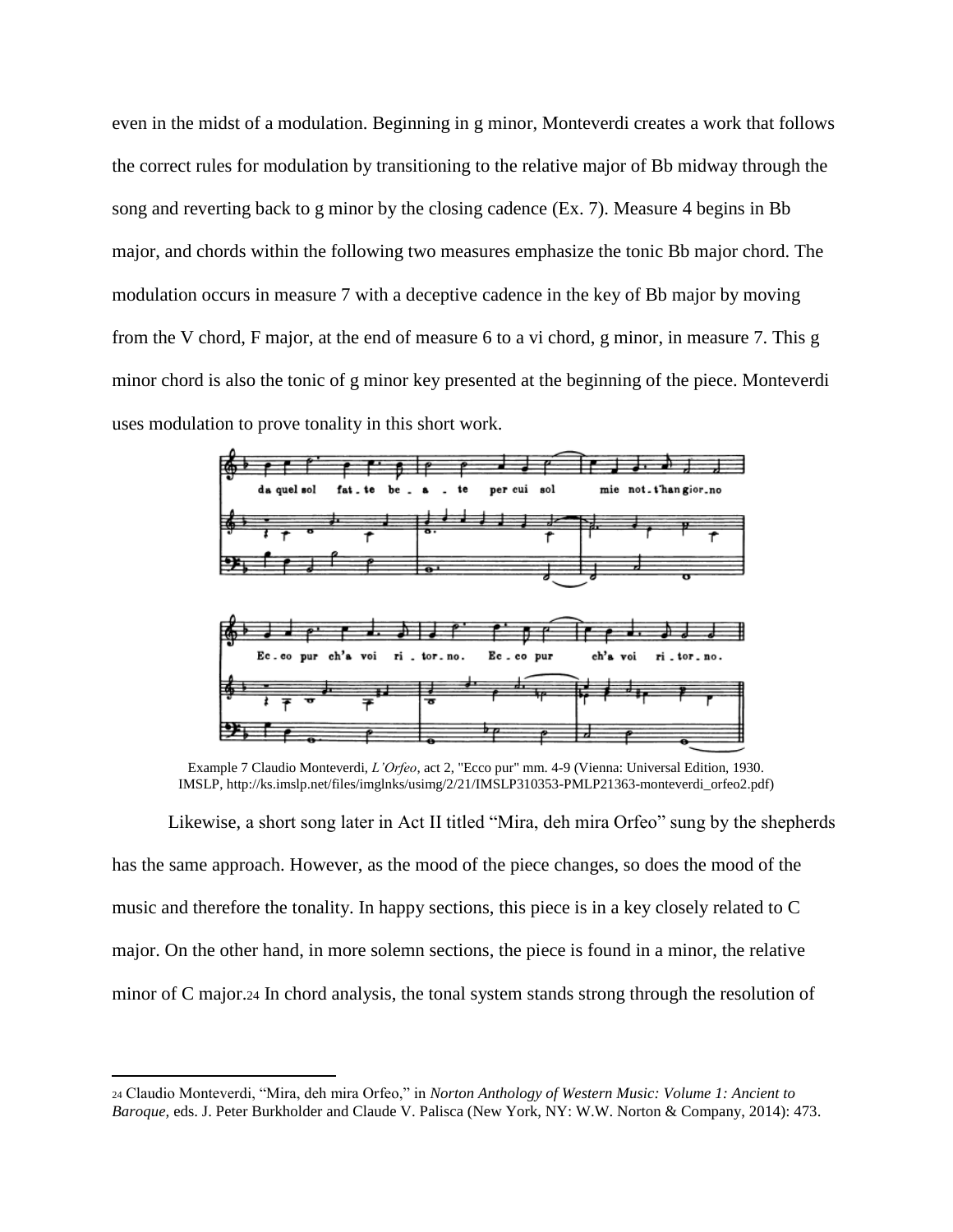even in the midst of a modulation. Beginning in g minor, Monteverdi creates a work that follows the correct rules for modulation by transitioning to the relative major of Bb midway through the song and reverting back to g minor by the closing cadence (Ex. 7). Measure 4 begins in Bb major, and chords within the following two measures emphasize the tonic Bb major chord. The modulation occurs in measure 7 with a deceptive cadence in the key of Bb major by moving from the V chord, F major, at the end of measure 6 to a vi chord, g minor, in measure 7. This g minor chord is also the tonic of g minor key presented at the beginning of the piece. Monteverdi uses modulation to prove tonality in this short work.

Example 7 Claudio Monteverdi, *L'Orfeo*, act 2, "Ecco pur" mm. 4-9 (Vienna: Universal Edition, 1930. IMSLP, http://ks.imslp.net/files/imglnks/usimg/2/21/IMSLP310353-PMLP21363-monteverdi_orfeo2.pdf)

Likewise, a short song later in Act II titled "Mira, deh mira Orfeo" sung by the shepherds has the same approach. However, as the mood of the piece changes, so does the mood of the music and therefore the tonality. In happy sections, this piece is in a key closely related to C major. On the other hand, in more solemn sections, the piece is found in a minor, the relative minor of C major.[24] In chord analysis, the tonal system stands strong through the resolution of

---

[24] Claudio Monteverdi, "Mira, deh mira Orfeo," in *Norton Anthology of Western Music: Volume 1: Ancient to Baroque*, eds. J. Peter Burkholder and Claude V. Palisca (New York, NY: W.W. Norton & Company, 2014): 473.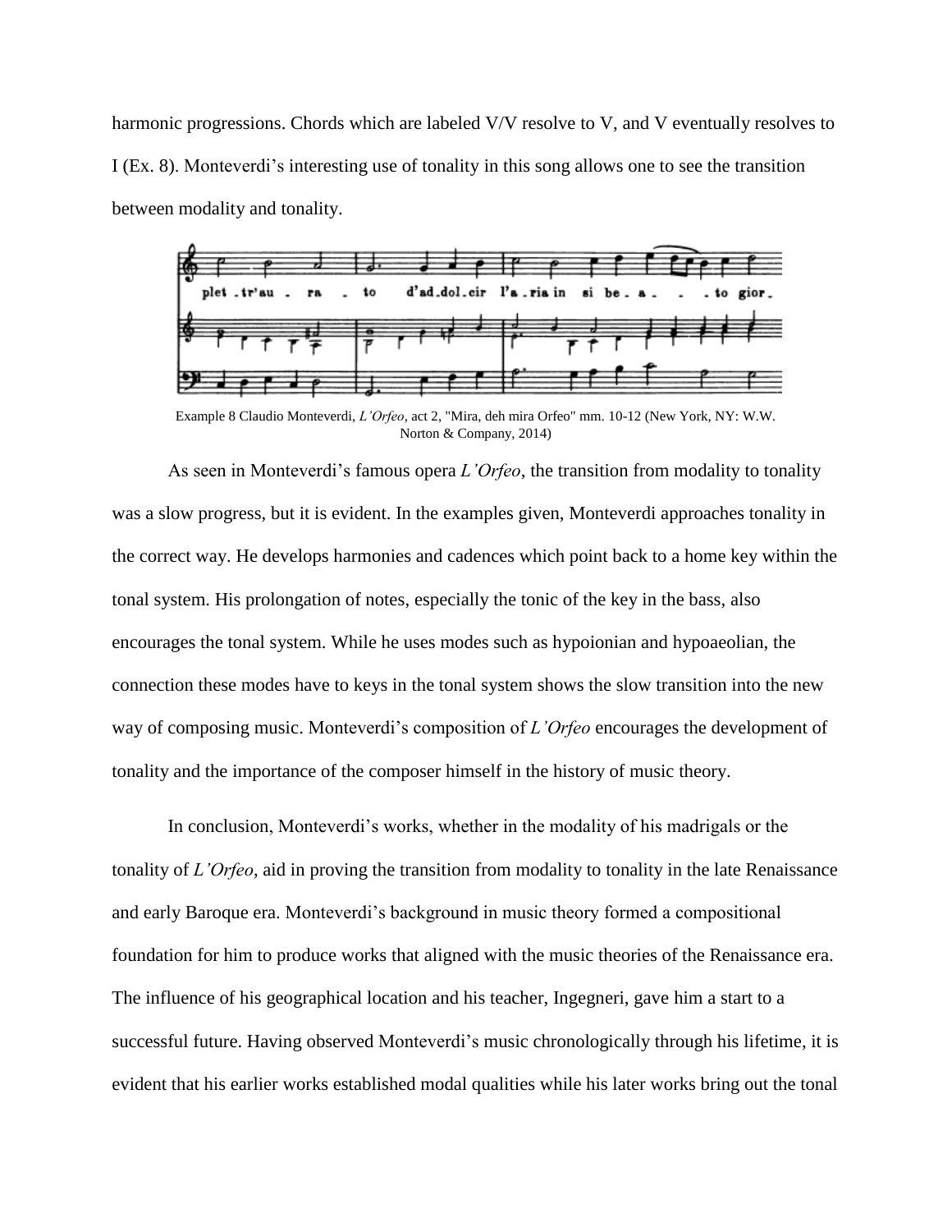harmonic progressions. Chords which are labeled V/V resolve to V, and V eventually resolves to I (Ex. 8). Monteverdi's interesting use of tonality in this song allows one to see the transition between modality and tonality.

Example 8 Claudio Monteverdi, *L'Orfeo*, act 2, "Mira, deh mira Orfeo" mm. 10-12 (New York, NY: W.W. Norton & Company, 2014)

As seen in Monteverdi's famous opera *L'Orfeo*, the transition from modality to tonality was a slow progress, but it is evident. In the examples given, Monteverdi approaches tonality in the correct way. He develops harmonies and cadences which point back to a home key within the tonal system. His prolongation of notes, especially the tonic of the key in the bass, also encourages the tonal system. While he uses modes such as hypoionian and hypoaeolian, the connection these modes have to keys in the tonal system shows the slow transition into the new way of composing music. Monteverdi's composition of *L'Orfeo* encourages the development of tonality and the importance of the composer himself in the history of music theory.

In conclusion, Monteverdi's works, whether in the modality of his madrigals or the tonality of *L'Orfeo*, aid in proving the transition from modality to tonality in the late Renaissance and early Baroque era. Monteverdi's background in music theory formed a compositional foundation for him to produce works that aligned with the music theories of the Renaissance era. The influence of his geographical location and his teacher, Ingegneri, gave him a start to a successful future. Having observed Monteverdi's music chronologically through his lifetime, it is evident that his earlier works established modal qualities while his later works bring out the tonal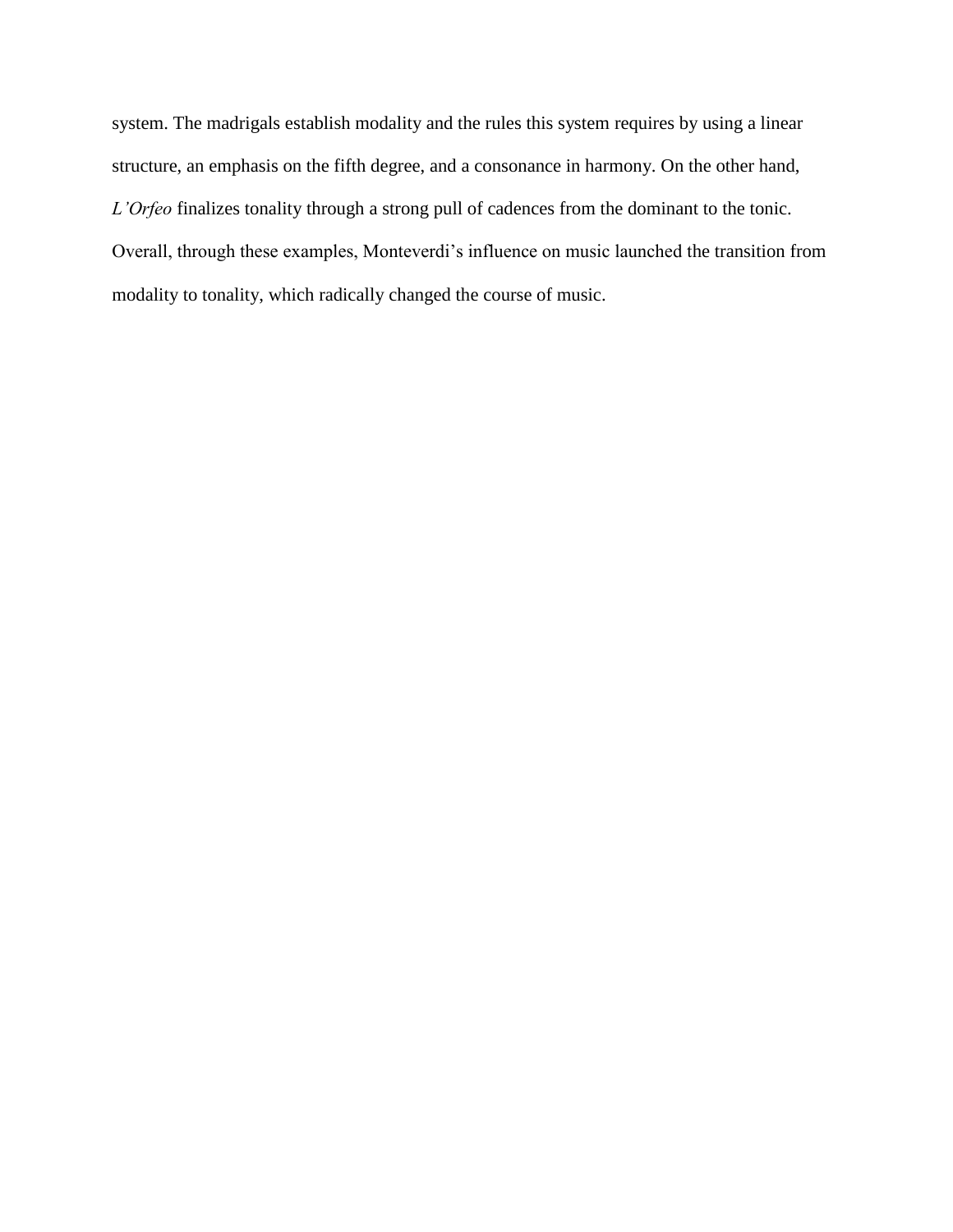system. The madrigals establish modality and the rules this system requires by using a linear structure, an emphasis on the fifth degree, and a consonance in harmony. On the other hand, *L'Orfeo* finalizes tonality through a strong pull of cadences from the dominant to the tonic. Overall, through these examples, Monteverdi's influence on music launched the transition from modality to tonality, which radically changed the course of music.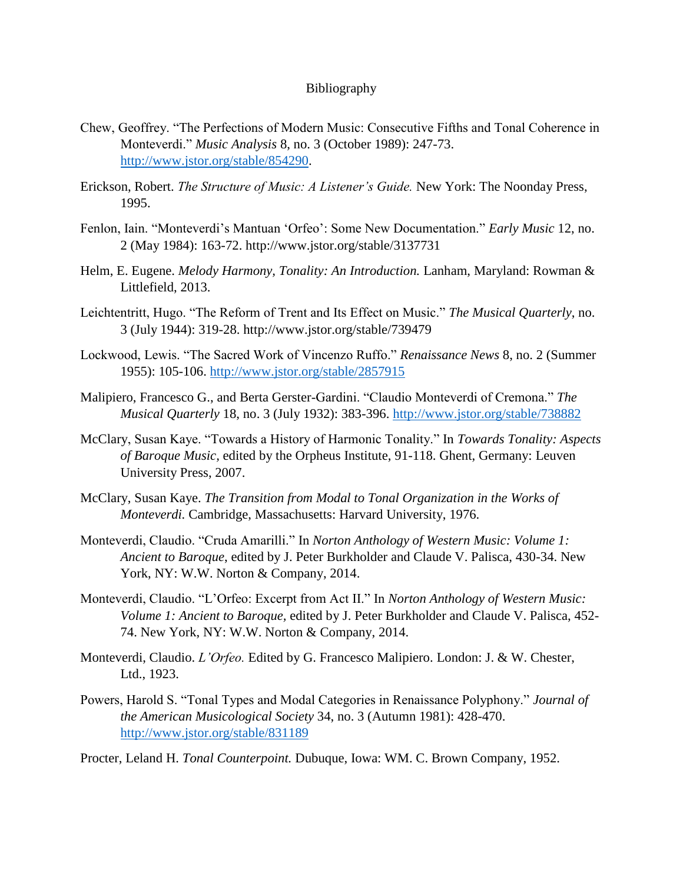# Bibliography

Chew, Geoffrey. "The Perfections of Modern Music: Consecutive Fifths and Tonal Coherence in Monteverdi." *Music Analysis* 8, no. 3 (October 1989): 247-73. http://www.jstor.org/stable/854290.

Erickson, Robert. *The Structure of Music: A Listener's Guide.* New York: The Noonday Press, 1995.

Fenlon, Iain. "Monteverdi's Mantuan 'Orfeo': Some New Documentation." *Early Music* 12, no. 2 (May 1984): 163-72. http://www.jstor.org/stable/3137731

Helm, E. Eugene. *Melody Harmony, Tonality: An Introduction.* Lanham, Maryland: Rowman & Littlefield, 2013.

Leichtentritt, Hugo. "The Reform of Trent and Its Effect on Music." *The Musical Quarterly*, no. 3 (July 1944): 319-28. http://www.jstor.org/stable/739479

Lockwood, Lewis. "The Sacred Work of Vincenzo Ruffo." *Renaissance News* 8, no. 2 (Summer 1955): 105-106. http://www.jstor.org/stable/2857915

Malipiero, Francesco G., and Berta Gerster-Gardini. "Claudio Monteverdi of Cremona." *The Musical Quarterly* 18, no. 3 (July 1932): 383-396. http://www.jstor.org/stable/738882

McClary, Susan Kaye. "Towards a History of Harmonic Tonality." In *Towards Tonality: Aspects of Baroque Music*, edited by the Orpheus Institute, 91-118. Ghent, Germany: Leuven University Press, 2007.

McClary, Susan Kaye. *The Transition from Modal to Tonal Organization in the Works of Monteverdi.* Cambridge, Massachusetts: Harvard University, 1976.

Monteverdi, Claudio. "Cruda Amarilli." In *Norton Anthology of Western Music: Volume 1: Ancient to Baroque*, edited by J. Peter Burkholder and Claude V. Palisca, 430-34. New York, NY: W.W. Norton & Company, 2014.

Monteverdi, Claudio. "L'Orfeo: Excerpt from Act II." In *Norton Anthology of Western Music: Volume 1: Ancient to Baroque*, edited by J. Peter Burkholder and Claude V. Palisca, 452-74. New York, NY: W.W. Norton & Company, 2014.

Monteverdi, Claudio. *L'Orfeo.* Edited by G. Francesco Malipiero. London: J. & W. Chester, Ltd., 1923.

Powers, Harold S. "Tonal Types and Modal Categories in Renaissance Polyphony." *Journal of the American Musicological Society* 34, no. 3 (Autumn 1981): 428-470. http://www.jstor.org/stable/831189

Procter, Leland H. *Tonal Counterpoint.* Dubuque, Iowa: WM. C. Brown Company, 1952.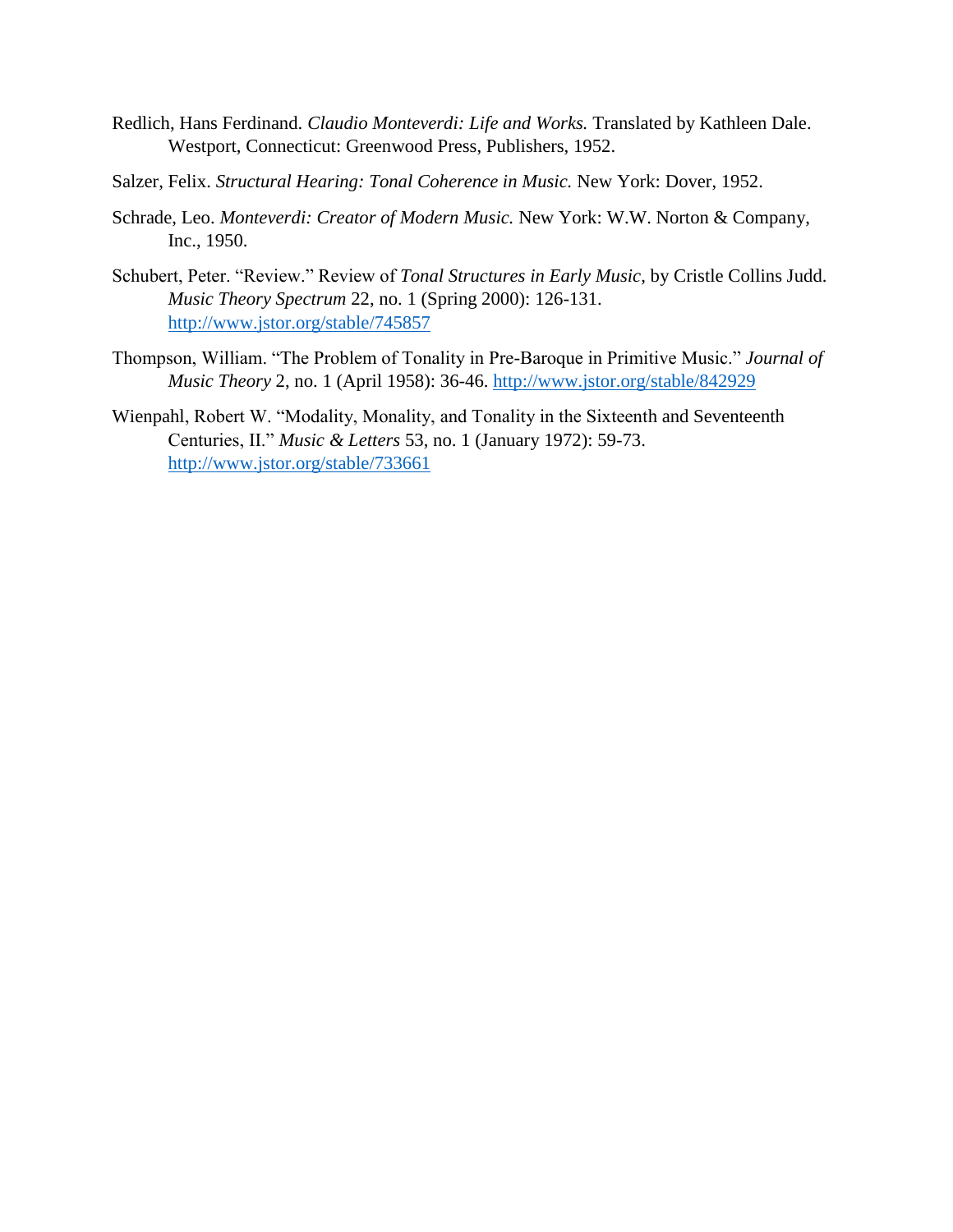Redlich, Hans Ferdinand. *Claudio Monteverdi: Life and Works.* Translated by Kathleen Dale. Westport, Connecticut: Greenwood Press, Publishers, 1952.

Salzer, Felix. *Structural Hearing: Tonal Coherence in Music.* New York: Dover, 1952.

Schrade, Leo. *Monteverdi: Creator of Modern Music.* New York: W.W. Norton & Company, Inc., 1950.

Schubert, Peter. "Review." Review of *Tonal Structures in Early Music*, by Cristle Collins Judd. *Music Theory Spectrum* 22, no. 1 (Spring 2000): 126-131. http://www.jstor.org/stable/745857

Thompson, William. "The Problem of Tonality in Pre-Baroque in Primitive Music." *Journal of Music Theory* 2, no. 1 (April 1958): 36-46. http://www.jstor.org/stable/842929

Wienpahl, Robert W. "Modality, Monality, and Tonality in the Sixteenth and Seventeenth Centuries, II." *Music & Letters* 53, no. 1 (January 1972): 59-73. http://www.jstor.org/stable/733661